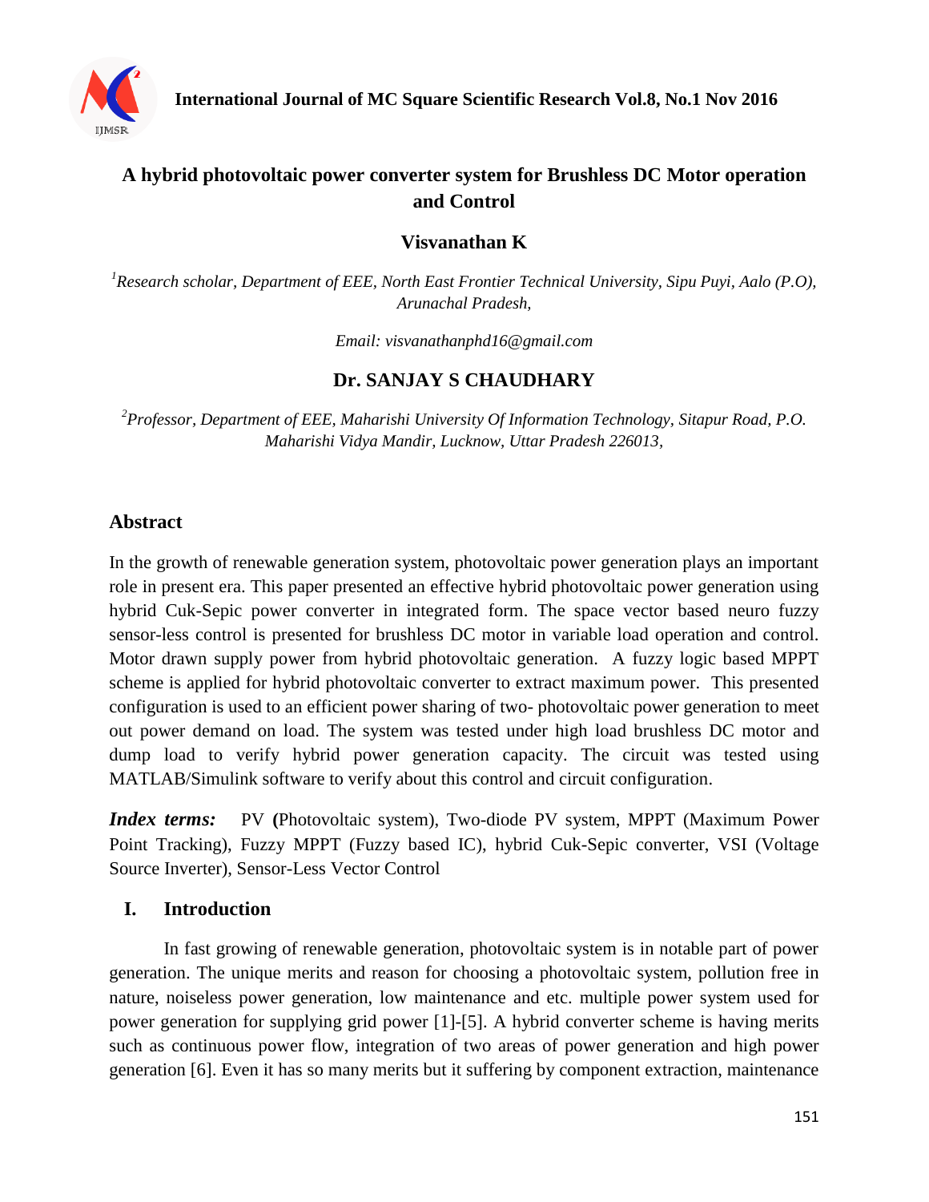# A hybrid photovoltaic power converter system for Brushless DC Motor operation and Control

**Visvanathan K**

*[1]Research scholar, Department of EEE, North East Frontier Technical University, Sipu Puyi, Aalo (P.O), Arunachal Pradesh,*

*Email: visvanathanphd16@gmail.com*

**Dr. SANJAY S CHAUDHARY**

*[2]Professor, Department of EEE, Maharishi University Of Information Technology, Sitapur Road, P.O. Maharishi Vidya Mandir, Lucknow, Uttar Pradesh 226013,*

## Abstract

In the growth of renewable generation system, photovoltaic power generation plays an important role in present era. This paper presented an effective hybrid photovoltaic power generation using hybrid Cuk-Sepic power converter in integrated form. The space vector based neuro fuzzy sensor-less control is presented for brushless DC motor in variable load operation and control. Motor drawn supply power from hybrid photovoltaic generation. A fuzzy logic based MPPT scheme is applied for hybrid photovoltaic converter to extract maximum power. This presented configuration is used to an efficient power sharing of two- photovoltaic power generation to meet out power demand on load. The system was tested under high load brushless DC motor and dump load to verify hybrid power generation capacity. The circuit was tested using MATLAB/Simulink software to verify about this control and circuit configuration.

***Index terms:*** PV **(**Photovoltaic system), Two-diode PV system, MPPT (Maximum Power Point Tracking), Fuzzy MPPT (Fuzzy based IC), hybrid Cuk-Sepic converter, VSI (Voltage Source Inverter), Sensor-Less Vector Control

## I. Introduction

In fast growing of renewable generation, photovoltaic system is in notable part of power generation. The unique merits and reason for choosing a photovoltaic system, pollution free in nature, noiseless power generation, low maintenance and etc. multiple power system used for power generation for supplying grid power [1]-[5]. A hybrid converter scheme is having merits such as continuous power flow, integration of two areas of power generation and high power generation [6]. Even it has so many merits but it suffering by component extraction, maintenance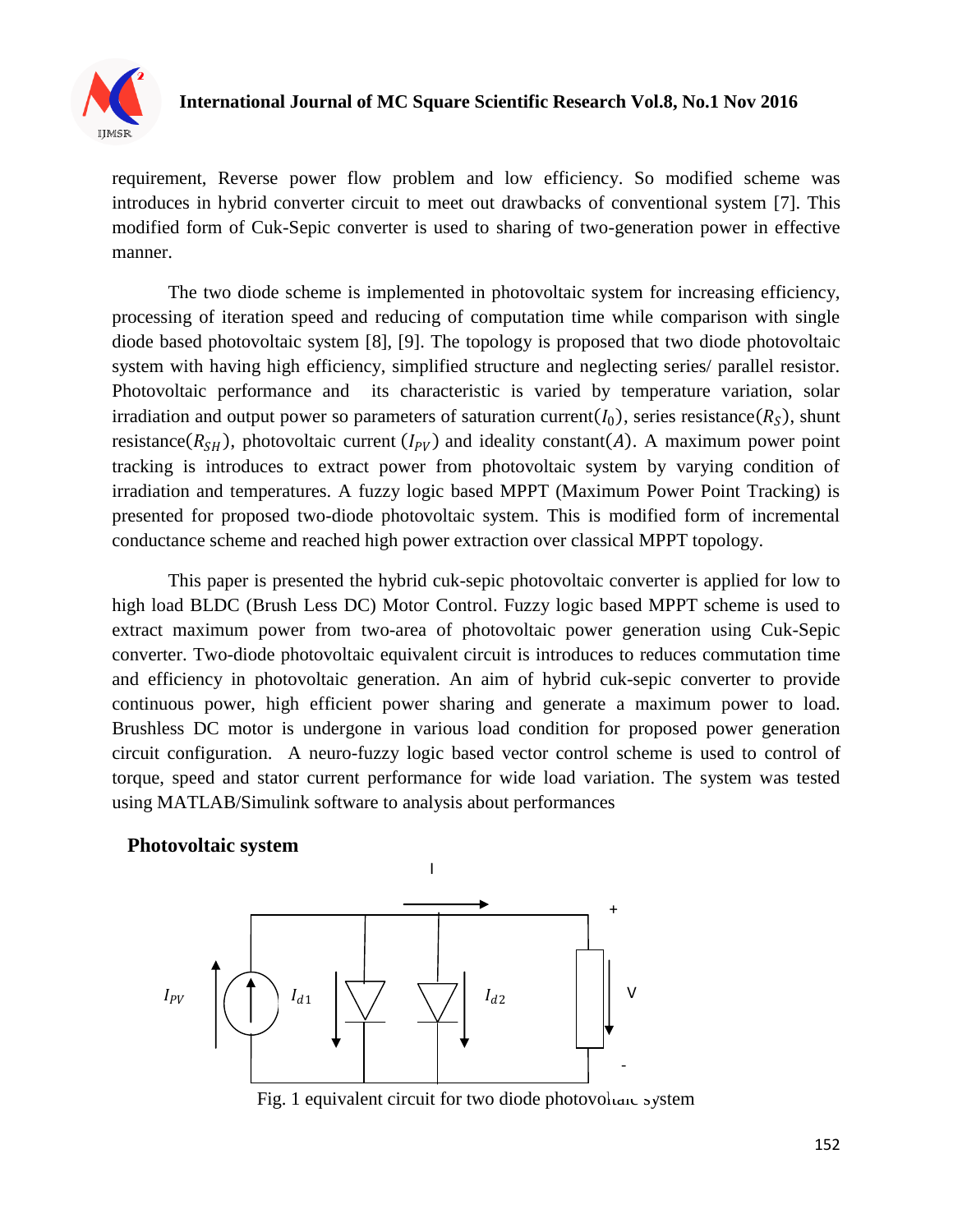requirement, Reverse power flow problem and low efficiency. So modified scheme was introduces in hybrid converter circuit to meet out drawbacks of conventional system [7]. This modified form of Cuk-Sepic converter is used to sharing of two-generation power in effective manner.

The two diode scheme is implemented in photovoltaic system for increasing efficiency, processing of iteration speed and reducing of computation time while comparison with single diode based photovoltaic system [8], [9]. The topology is proposed that two diode photovoltaic system with having high efficiency, simplified structure and neglecting series/ parallel resistor. Photovoltaic performance and its characteristic is varied by temperature variation, solar irradiation and output power so parameters of saturation current($I_0$), series resistance($R_S$), shunt resistance($R_{SH}$), photovoltaic current ($I_{PV}$) and ideality constant($A$). A maximum power point tracking is introduces to extract power from photovoltaic system by varying condition of irradiation and temperatures. A fuzzy logic based MPPT (Maximum Power Point Tracking) is presented for proposed two-diode photovoltaic system. This is modified form of incremental conductance scheme and reached high power extraction over classical MPPT topology.

This paper is presented the hybrid cuk-sepic photovoltaic converter is applied for low to high load BLDC (Brush Less DC) Motor Control. Fuzzy logic based MPPT scheme is used to extract maximum power from two-area of photovoltaic power generation using Cuk-Sepic converter. Two-diode photovoltaic equivalent circuit is introduces to reduces commutation time and efficiency in photovoltaic generation. An aim of hybrid cuk-sepic converter to provide continuous power, high efficient power sharing and generate a maximum power to load. Brushless DC motor is undergone in various load condition for proposed power generation circuit configuration. A neuro-fuzzy logic based vector control scheme is used to control of torque, speed and stator current performance for wide load variation. The system was tested using MATLAB/Simulink software to analysis about performances

## Photovoltaic system

Fig. 1 equivalent circuit for two diode photovoltaic system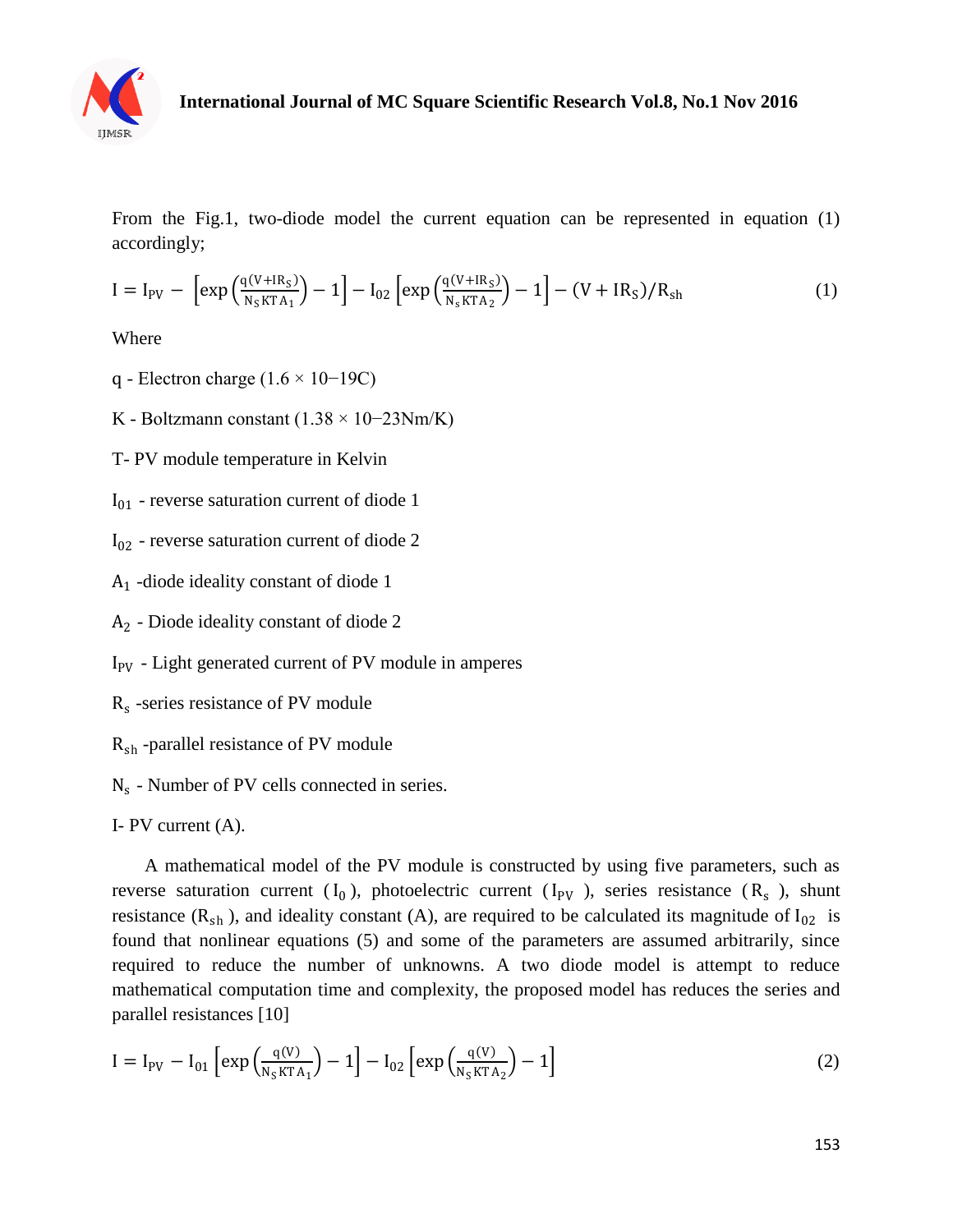From the Fig.1, two-diode model the current equation can be represented in equation (1) accordingly;

$$I = I_{PV} - \left[\exp\left(\frac{q(V+IR_S)}{N_S KTA_1}\right) - 1\right] - I_{02}\left[\exp\left(\frac{q(V+IR_S)}{N_S KTA_2}\right) - 1\right] - (V + IR_S)/R_{sh} \tag{1}$$

Where

q - Electron charge (1.6 × 10−19C)

K - Boltzmann constant (1.38 × 10−23Nm/K)

T- PV module temperature in Kelvin

$I_{01}$ - reverse saturation current of diode 1

$I_{02}$ - reverse saturation current of diode 2

$A_1$ -diode ideality constant of diode 1

$A_2$ - Diode ideality constant of diode 2

$I_{PV}$ - Light generated current of PV module in amperes

$R_s$ -series resistance of PV module

$R_{sh}$ -parallel resistance of PV module

$N_s$ - Number of PV cells connected in series.

I- PV current (A).

A mathematical model of the PV module is constructed by using five parameters, such as reverse saturation current ($I_0$), photoelectric current ($I_{PV}$), series resistance ($R_s$), shunt resistance ($R_{sh}$), and ideality constant (A), are required to be calculated its magnitude of $I_{02}$ is found that nonlinear equations (5) and some of the parameters are assumed arbitrarily, since required to reduce the number of unknowns. A two diode model is attempt to reduce mathematical computation time and complexity, the proposed model has reduces the series and parallel resistances [10]

$$I = I_{PV} - I_{01}\left[\exp\left(\frac{q(V)}{N_S KTA_1}\right) - 1\right] - I_{02}\left[\exp\left(\frac{q(V)}{N_S KTA_2}\right) - 1\right] \tag{2}$$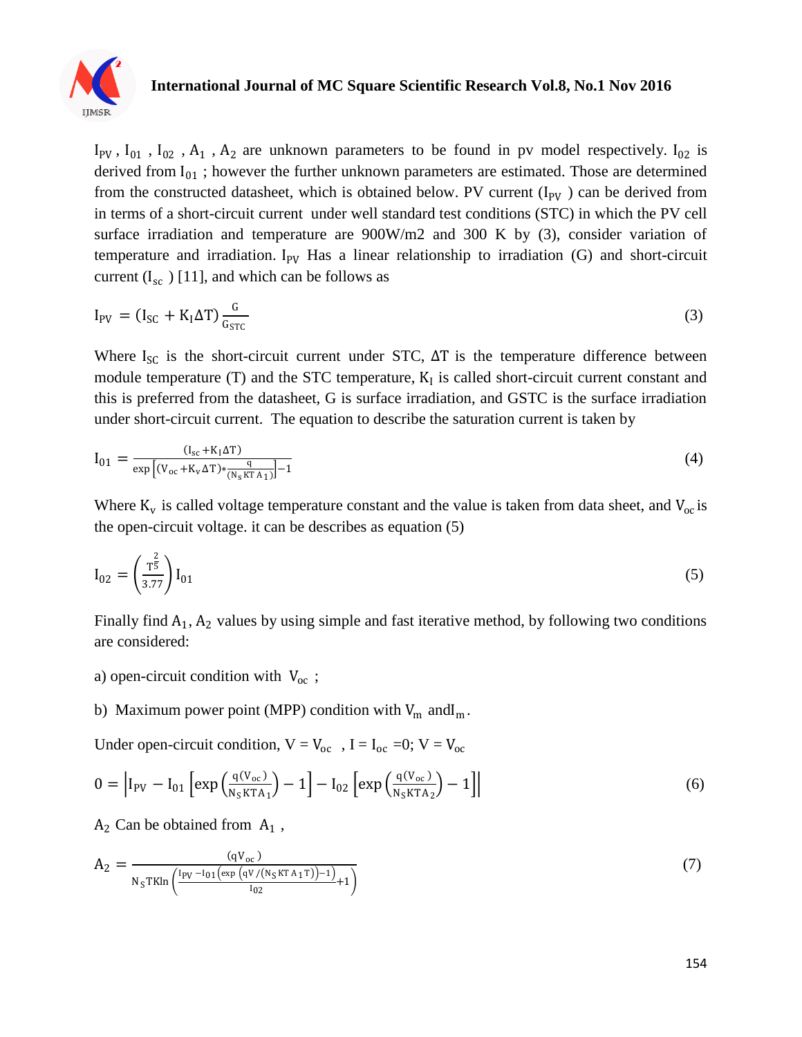$I_{PV}$ , $I_{01}$ , $I_{02}$ , $A_1$ , $A_2$ are unknown parameters to be found in pv model respectively. $I_{02}$ is derived from $I_{01}$ ; however the further unknown parameters are estimated. Those are determined from the constructed datasheet, which is obtained below. PV current ($I_{PV}$ ) can be derived from in terms of a short-circuit current under well standard test conditions (STC) in which the PV cell surface irradiation and temperature are 900W/m2 and 300 K by (3), consider variation of temperature and irradiation. $I_{PV}$ Has a linear relationship to irradiation (G) and short-circuit current ($I_{sc}$ ) [11], and which can be follows as

$$I_{PV} = (I_{SC} + K_I \Delta T)\frac{G}{G_{STC}} \tag{3}$$

Where $I_{SC}$ is the short-circuit current under STC, $\Delta T$ is the temperature difference between module temperature (T) and the STC temperature, $K_I$ is called short-circuit current constant and this is preferred from the datasheet, G is surface irradiation, and GSTC is the surface irradiation under short-circuit current. The equation to describe the saturation current is taken by

$$I_{01} = \frac{(I_{sc} + K_I \Delta T)}{\exp\left[(V_{oc} + K_v \Delta T) * \frac{q}{(N_S KT A_1)}\right] - 1} \tag{4}$$

Where $K_v$ is called voltage temperature constant and the value is taken from data sheet, and $V_{oc}$ is the open-circuit voltage. it can be describes as equation (5)

$$I_{02} = \left(\frac{T^{\frac{2}{5}}}{3.77}\right) I_{01} \tag{5}$$

Finally find $A_1$, $A_2$ values by using simple and fast iterative method, by following two conditions are considered:

a) open-circuit condition with $V_{oc}$ ;

b) Maximum power point (MPP) condition with $V_m$ and $I_m$.

Under open-circuit condition, $V = V_{oc}$ , $I = I_{oc} = 0$; $V = V_{oc}$

$$0 = \left|I_{PV} - I_{01}\left[\exp\left(\frac{q(V_{oc})}{N_S KT A_1}\right) - 1\right] - I_{02}\left[\exp\left(\frac{q(V_{oc})}{N_S KT A_2}\right) - 1\right]\right| \tag{6}$$

$A_2$ Can be obtained from $A_1$ ,

$$A_2 = \frac{(qV_{oc})}{N_S T K \ln\left(\frac{I_{PV} - I_{01}\left(\exp\left(qV/(N_S KT A_1 T)\right) - 1\right)}{I_{02}} + 1\right)} \tag{7}$$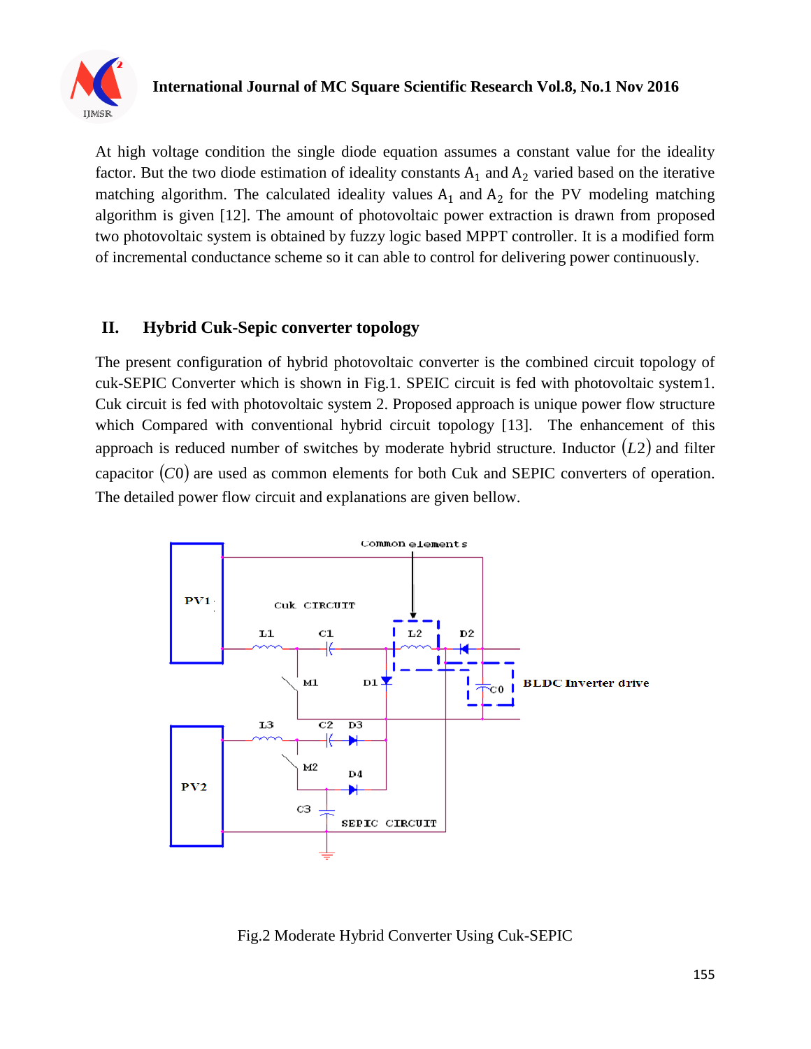At high voltage condition the single diode equation assumes a constant value for the ideality factor. But the two diode estimation of ideality constants $A_1$ and $A_2$ varied based on the iterative matching algorithm. The calculated ideality values $A_1$ and $A_2$ for the PV modeling matching algorithm is given [12]. The amount of photovoltaic power extraction is drawn from proposed two photovoltaic system is obtained by fuzzy logic based MPPT controller. It is a modified form of incremental conductance scheme so it can able to control for delivering power continuously.

## II. Hybrid Cuk-Sepic converter topology

The present configuration of hybrid photovoltaic converter is the combined circuit topology of cuk-SEPIC Converter which is shown in Fig.1. SPEIC circuit is fed with photovoltaic system1. Cuk circuit is fed with photovoltaic system 2. Proposed approach is unique power flow structure which Compared with conventional hybrid circuit topology [13]. The enhancement of this approach is reduced number of switches by moderate hybrid structure. Inductor $(L2)$ and filter capacitor $(C0)$ are used as common elements for both Cuk and SEPIC converters of operation. The detailed power flow circuit and explanations are given bellow.

Fig.2 Moderate Hybrid Converter Using Cuk-SEPIC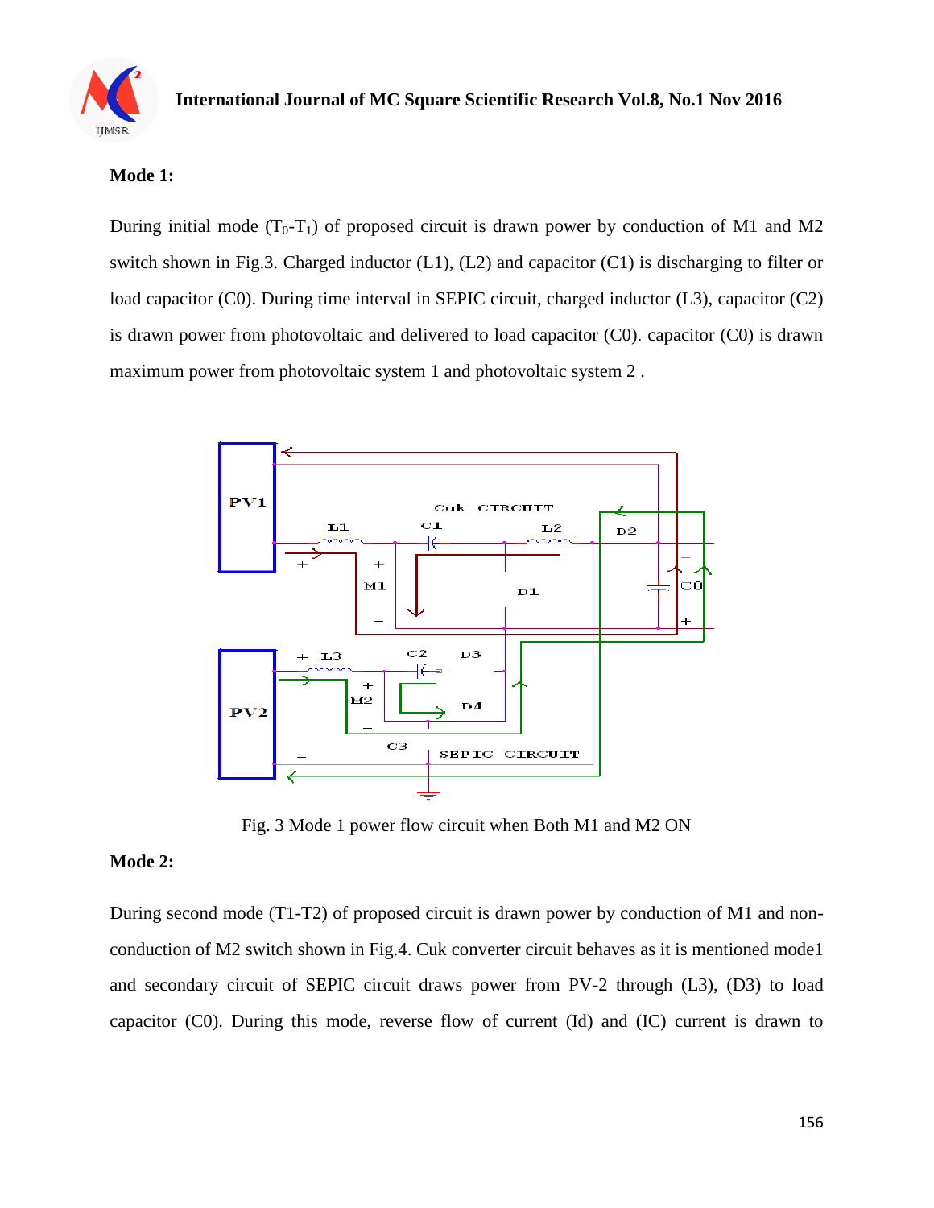**Mode 1:**

During initial mode ($T_0$-$T_1$) of proposed circuit is drawn power by conduction of M1 and M2 switch shown in Fig.3. Charged inductor (L1), (L2) and capacitor (C1) is discharging to filter or load capacitor (C0). During time interval in SEPIC circuit, charged inductor (L3), capacitor (C2) is drawn power from photovoltaic and delivered to load capacitor (C0). capacitor (C0) is drawn maximum power from photovoltaic system 1 and photovoltaic system 2 .

Fig. 3 Mode 1 power flow circuit when Both M1 and M2 ON

**Mode 2:**

During second mode (T1-T2) of proposed circuit is drawn power by conduction of M1 and non-conduction of M2 switch shown in Fig.4. Cuk converter circuit behaves as it is mentioned mode1 and secondary circuit of SEPIC circuit draws power from PV-2 through (L3), (D3) to load capacitor (C0). During this mode, reverse flow of current (Id) and (IC) current is drawn to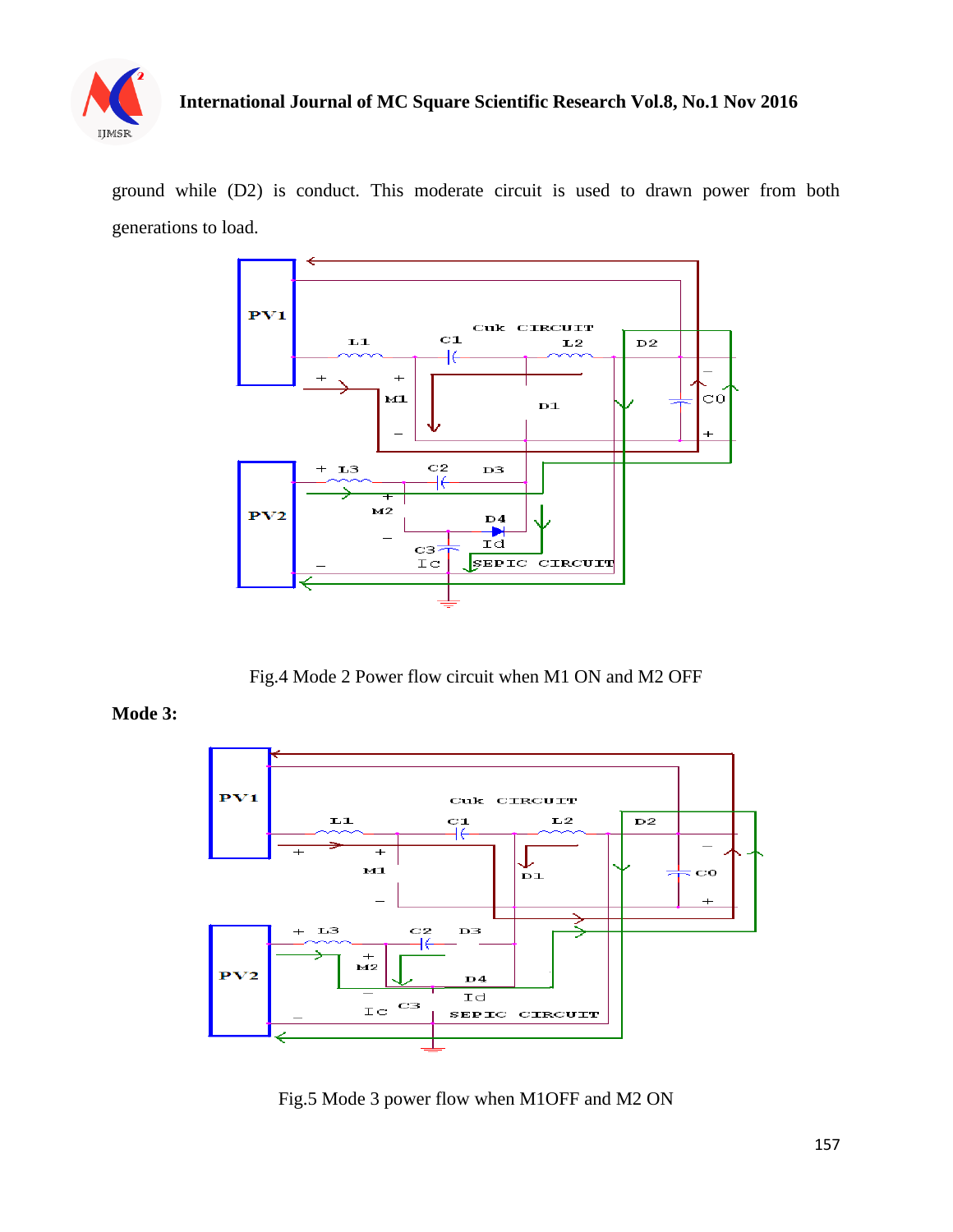ground while (D2) is conduct. This moderate circuit is used to drawn power from both generations to load.

Fig.4 Mode 2 Power flow circuit when M1 ON and M2 OFF

**Mode 3:**

Fig.5 Mode 3 power flow when M1OFF and M2 ON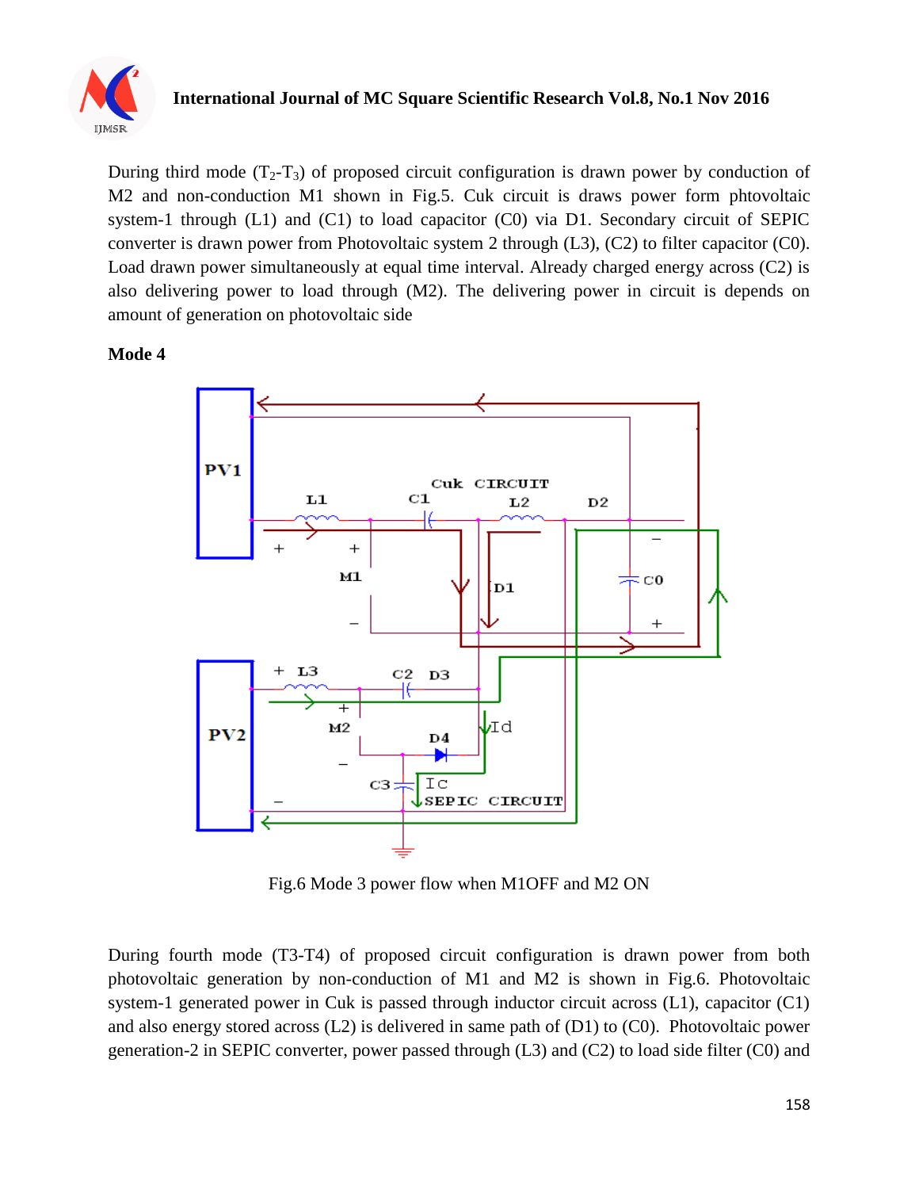During third mode ($T_2$-$T_3$) of proposed circuit configuration is drawn power by conduction of M2 and non-conduction M1 shown in Fig.5. Cuk circuit is draws power form phtovoltaic system-1 through (L1) and (C1) to load capacitor (C0) via D1. Secondary circuit of SEPIC converter is drawn power from Photovoltaic system 2 through (L3), (C2) to filter capacitor (C0). Load drawn power simultaneously at equal time interval. Already charged energy across (C2) is also delivering power to load through (M2). The delivering power in circuit is depends on amount of generation on photovoltaic side

**Mode 4**

Fig.6 Mode 3 power flow when M1OFF and M2 ON

During fourth mode (T3-T4) of proposed circuit configuration is drawn power from both photovoltaic generation by non-conduction of M1 and M2 is shown in Fig.6. Photovoltaic system-1 generated power in Cuk is passed through inductor circuit across (L1), capacitor (C1) and also energy stored across (L2) is delivered in same path of (D1) to (C0). Photovoltaic power generation-2 in SEPIC converter, power passed through (L3) and (C2) to load side filter (C0) and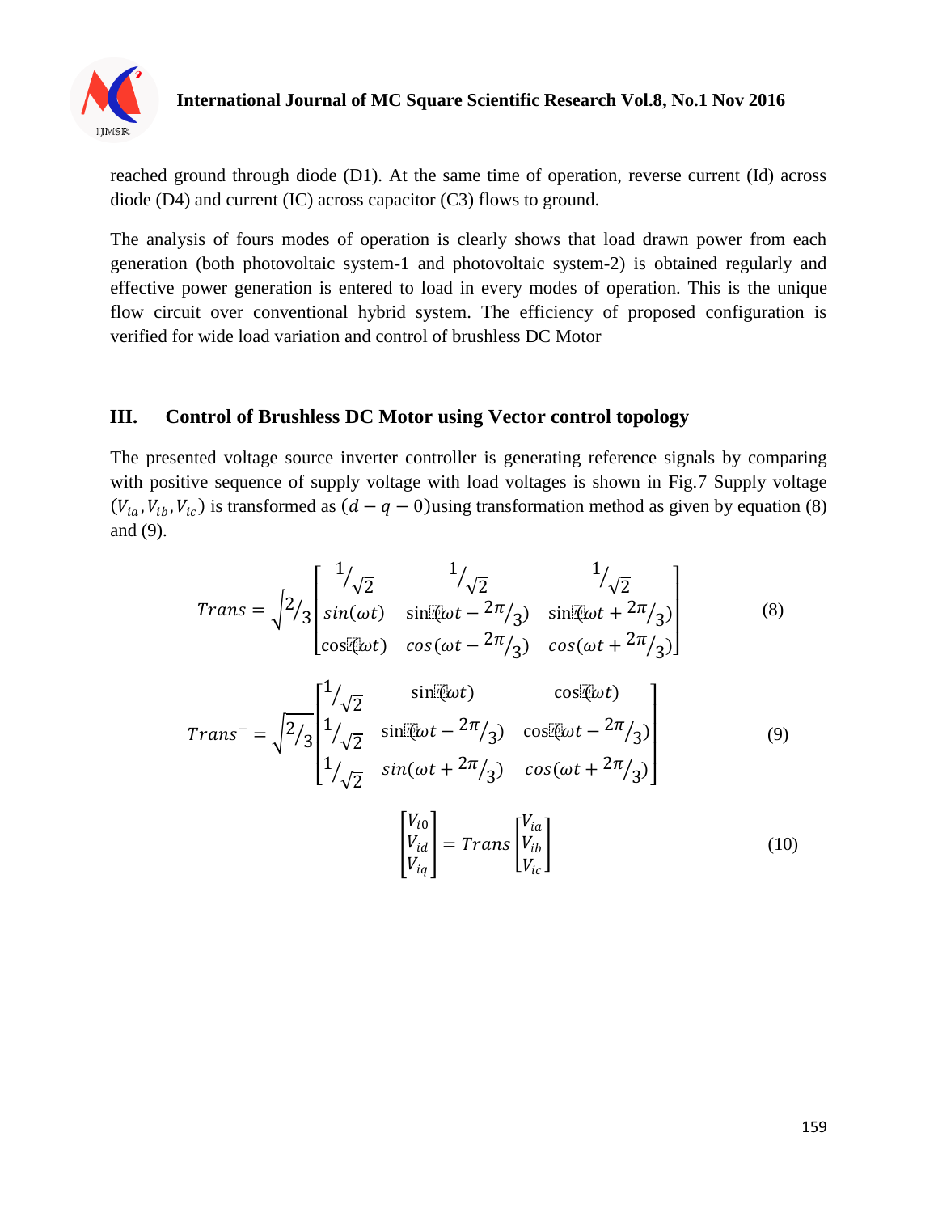reached ground through diode (D1). At the same time of operation, reverse current (Id) across diode (D4) and current (IC) across capacitor (C3) flows to ground.

The analysis of fours modes of operation is clearly shows that load drawn power from each generation (both photovoltaic system-1 and photovoltaic system-2) is obtained regularly and effective power generation is entered to load in every modes of operation. This is the unique flow circuit over conventional hybrid system. The efficiency of proposed configuration is verified for wide load variation and control of brushless DC Motor

## III. Control of Brushless DC Motor using Vector control topology

The presented voltage source inverter controller is generating reference signals by comparing with positive sequence of supply voltage with load voltages is shown in Fig.7 Supply voltage $(V_{ia}, V_{ib}, V_{ic})$ is transformed as $(d - q - 0)$using transformation method as given by equation (8) and (9).

$$Trans = \sqrt{2/3}\begin{bmatrix} 1/\sqrt{2} & 1/\sqrt{2} & 1/\sqrt{2} \\ sin(\omega t) & \sin(\omega t - 2\pi/3) & \sin(\omega t + 2\pi/3) \\ \cos(\omega t) & cos(\omega t - 2\pi/3) & cos(\omega t + 2\pi/3) \end{bmatrix} \tag{8}$$

$$Trans^{-} = \sqrt{2/3}\begin{bmatrix} 1/\sqrt{2} & \sin(\omega t) & \cos(\omega t) \\ 1/\sqrt{2} & \sin(\omega t - 2\pi/3) & \cos(\omega t - 2\pi/3) \\ 1/\sqrt{2} & sin(\omega t + 2\pi/3) & cos(\omega t + 2\pi/3) \end{bmatrix} \tag{9}$$

$$\begin{bmatrix} V_{i0} \\ V_{id} \\ V_{iq} \end{bmatrix} = Trans \begin{bmatrix} V_{ia} \\ V_{ib} \\ V_{ic} \end{bmatrix} \tag{10}$$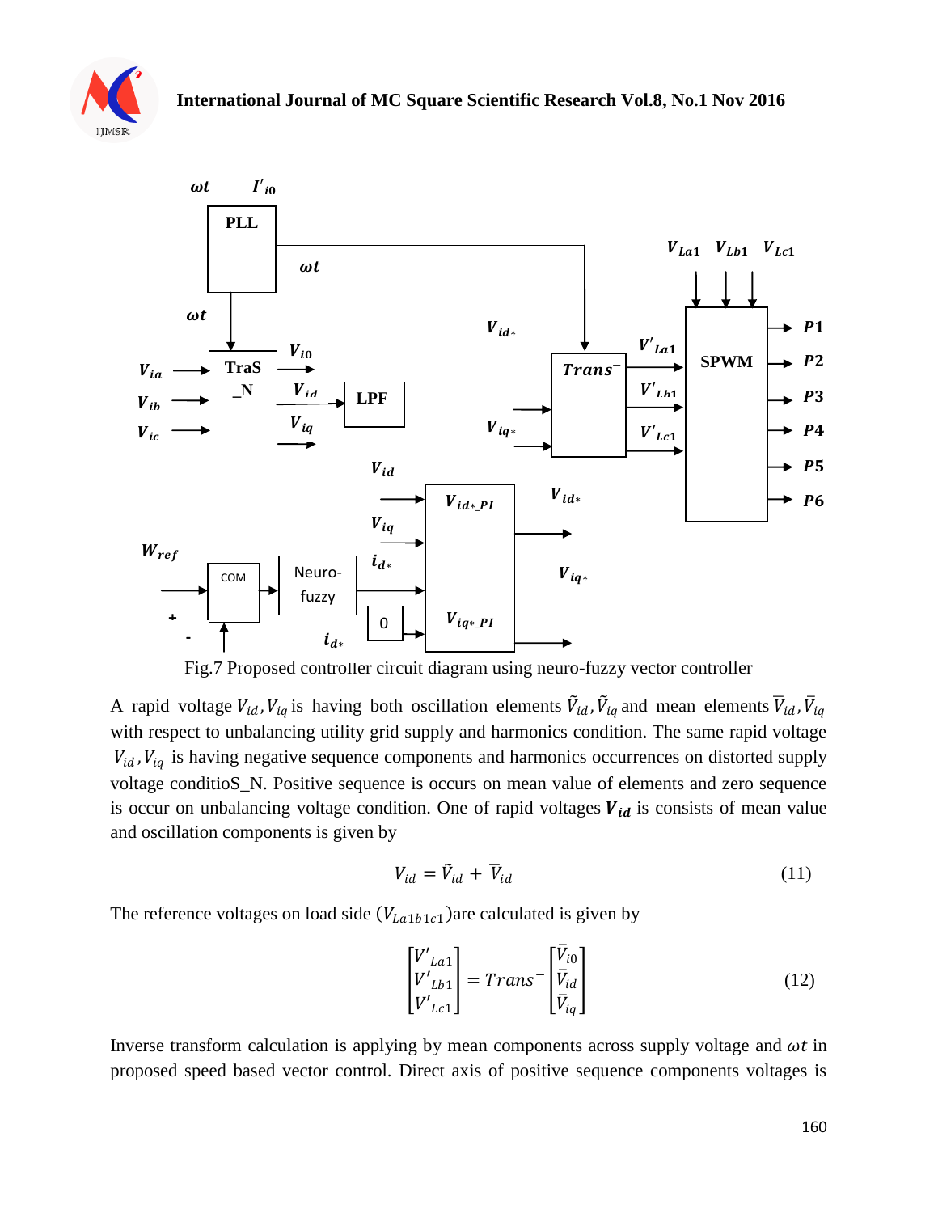Fig.7 Proposed controller circuit diagram using neuro-fuzzy vector controller

A rapid voltage $V_{id}, V_{iq}$ is having both oscillation elements $\tilde{V}_{id}, \tilde{V}_{iq}$ and mean elements $\overline{V}_{id}, \overline{V}_{iq}$ with respect to unbalancing utility grid supply and harmonics condition. The same rapid voltage $V_{id}, V_{iq}$ is having negative sequence components and harmonics occurrences on distorted supply voltage conditioS_N. Positive sequence is occurs on mean value of elements and zero sequence is occur on unbalancing voltage condition. One of rapid voltages $\boldsymbol{V_{id}}$ is consists of mean value and oscillation components is given by

$$V_{id} = \tilde{V}_{id} + \overline{V}_{id} \tag{11}$$

The reference voltages on load side ($V_{La1b1c1}$)are calculated is given by

$$\begin{bmatrix} V'_{La1} \\ V'_{Lb1} \\ V'_{Lc1} \end{bmatrix} = Trans^{-} \begin{bmatrix} \overline{V}_{i0} \\ \overline{V}_{id} \\ \overline{V}_{iq} \end{bmatrix} \tag{12}$$

Inverse transform calculation is applying by mean components across supply voltage and $\omega t$ in proposed speed based vector control. Direct axis of positive sequence components voltages is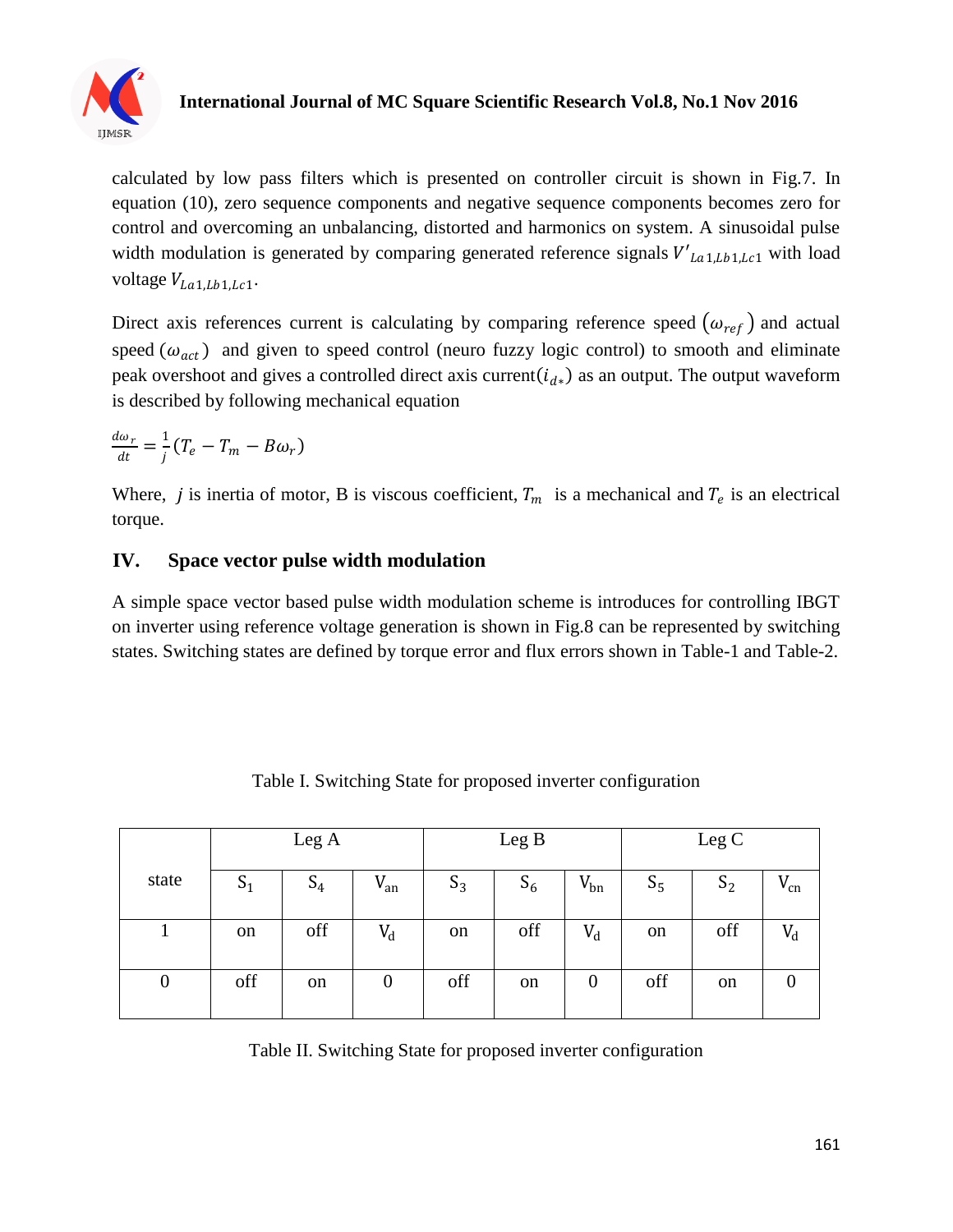calculated by low pass filters which is presented on controller circuit is shown in Fig.7. In equation (10), zero sequence components and negative sequence components becomes zero for control and overcoming an unbalancing, distorted and harmonics on system. A sinusoidal pulse width modulation is generated by comparing generated reference signals $V'_{La1,Lb1,Lc1}$ with load voltage $V_{La1,Lb1,Lc1}$.

Direct axis references current is calculating by comparing reference speed $(\omega_{ref})$ and actual speed $(\omega_{act})$ and given to speed control (neuro fuzzy logic control) to smooth and eliminate peak overshoot and gives a controlled direct axis current$(i_{d*})$ as an output. The output waveform is described by following mechanical equation

$$\frac{d\omega_r}{dt} = \frac{1}{j}(T_e - T_m - B\omega_r)$$

Where, $j$ is inertia of motor, B is viscous coefficient, $T_m$ is a mechanical and $T_e$ is an electrical torque.

## IV. Space vector pulse width modulation

A simple space vector based pulse width modulation scheme is introduces for controlling IBGT on inverter using reference voltage generation is shown in Fig.8 can be represented by switching states. Switching states are defined by torque error and flux errors shown in Table-1 and Table-2.

Table I. Switching State for proposed inverter configuration

| state | Leg A | | | Leg B | | | Leg C | | |
|---|---|---|---|---|---|---|---|---|---|
| | $S_1$ | $S_4$ | $V_{an}$ | $S_3$ | $S_6$ | $V_{bn}$ | $S_5$ | $S_2$ | $V_{cn}$ |
| 1 | on | off | $V_d$ | on | off | $V_d$ | on | off | $V_d$ |
| 0 | off | on | 0 | off | on | 0 | off | on | 0 |

Table II. Switching State for proposed inverter configuration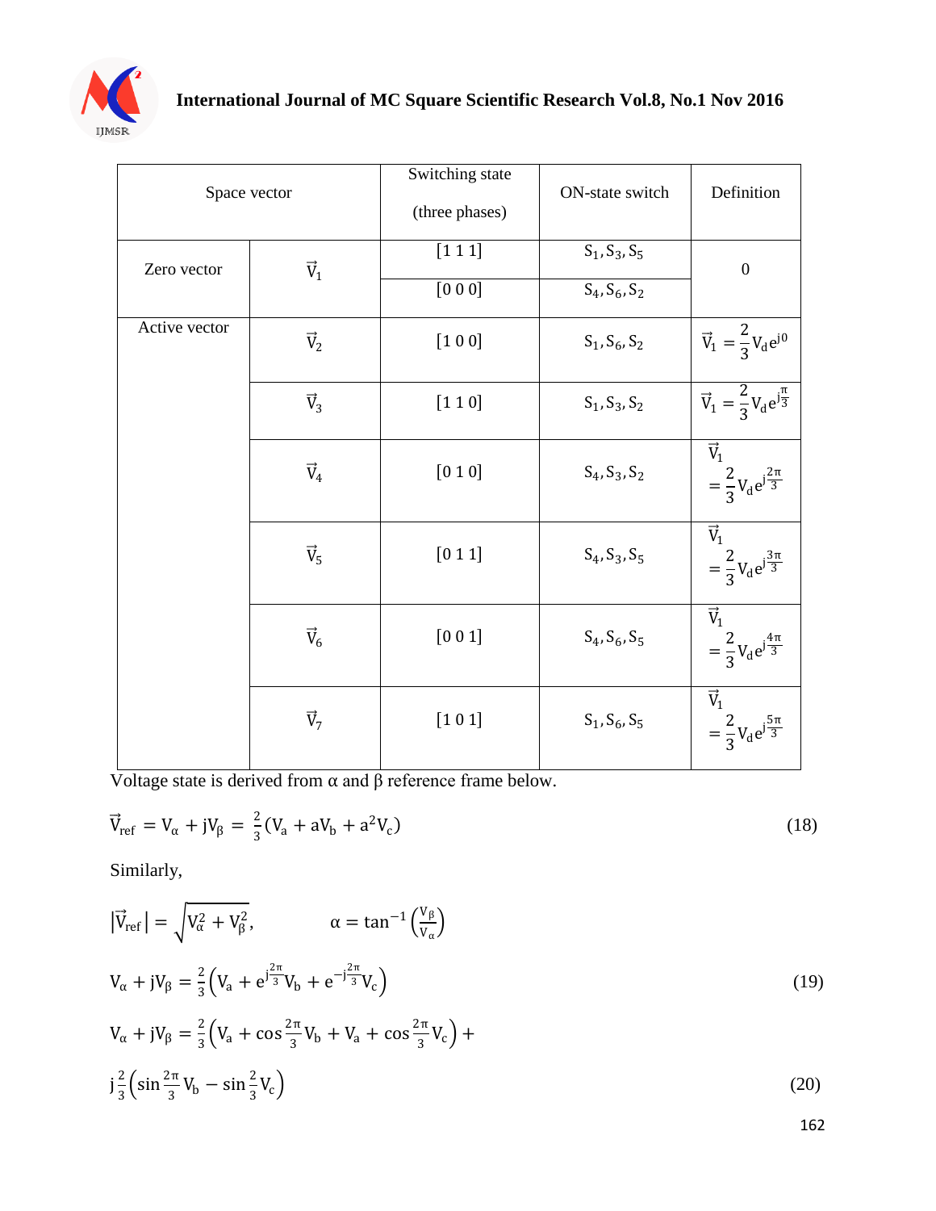| Space vector | | Switching state (three phases) | ON-state switch | Definition |
|---|---|---|---|---|
| Zero vector | $\vec{V}_1$ | [1 1 1] | $S_1, S_3, S_5$ | 0 |
| | | [0 0 0] | $S_4, S_6, S_2$ | |
| Active vector | $\vec{V}_2$ | [1 0 0] | $S_1, S_6, S_2$ | $\vec{V}_1 = \frac{2}{3} V_d e^{j0}$ |
| | $\vec{V}_3$ | [1 1 0] | $S_1, S_3, S_2$ | $\vec{V}_1 = \frac{2}{3} V_d e^{j\frac{\pi}{3}}$ |
| | $\vec{V}_4$ | [0 1 0] | $S_4, S_3, S_2$ | $\vec{V}_1 = \frac{2}{3} V_d e^{j\frac{2\pi}{3}}$ |
| | $\vec{V}_5$ | [0 1 1] | $S_4, S_3, S_5$ | $\vec{V}_1 = \frac{2}{3} V_d e^{j\frac{3\pi}{3}}$ |
| | $\vec{V}_6$ | [0 0 1] | $S_4, S_6, S_5$ | $\vec{V}_1 = \frac{2}{3} V_d e^{j\frac{4\pi}{3}}$ |
| | $\vec{V}_7$ | [1 0 1] | $S_1, S_6, S_5$ | $\vec{V}_1 = \frac{2}{3} V_d e^{j\frac{5\pi}{3}}$ |

Voltage state is derived from α and β reference frame below.

$$\vec{V}_{ref} = V_\alpha + jV_\beta = \frac{2}{3}\left(V_a + aV_b + a^2 V_c\right) \tag{18}$$

Similarly,

$$\left|\vec{V}_{ref}\right| = \sqrt{V_\alpha^2 + V_\beta^2}, \qquad \alpha = \tan^{-1}\left(\frac{V_\beta}{V_\alpha}\right)$$

$$V_\alpha + jV_\beta = \frac{2}{3}\left(V_a + e^{j\frac{2\pi}{3}} V_b + e^{-j\frac{2\pi}{3}} V_c\right) \tag{19}$$

$$V_\alpha + jV_\beta = \frac{2}{3}\left(V_a + \cos\frac{2\pi}{3} V_b + V_a + \cos\frac{2\pi}{3} V_c\right) +$$

$$j\frac{2}{3}\left(\sin\frac{2\pi}{3} V_b - \sin\frac{2}{3} V_c\right) \tag{20}$$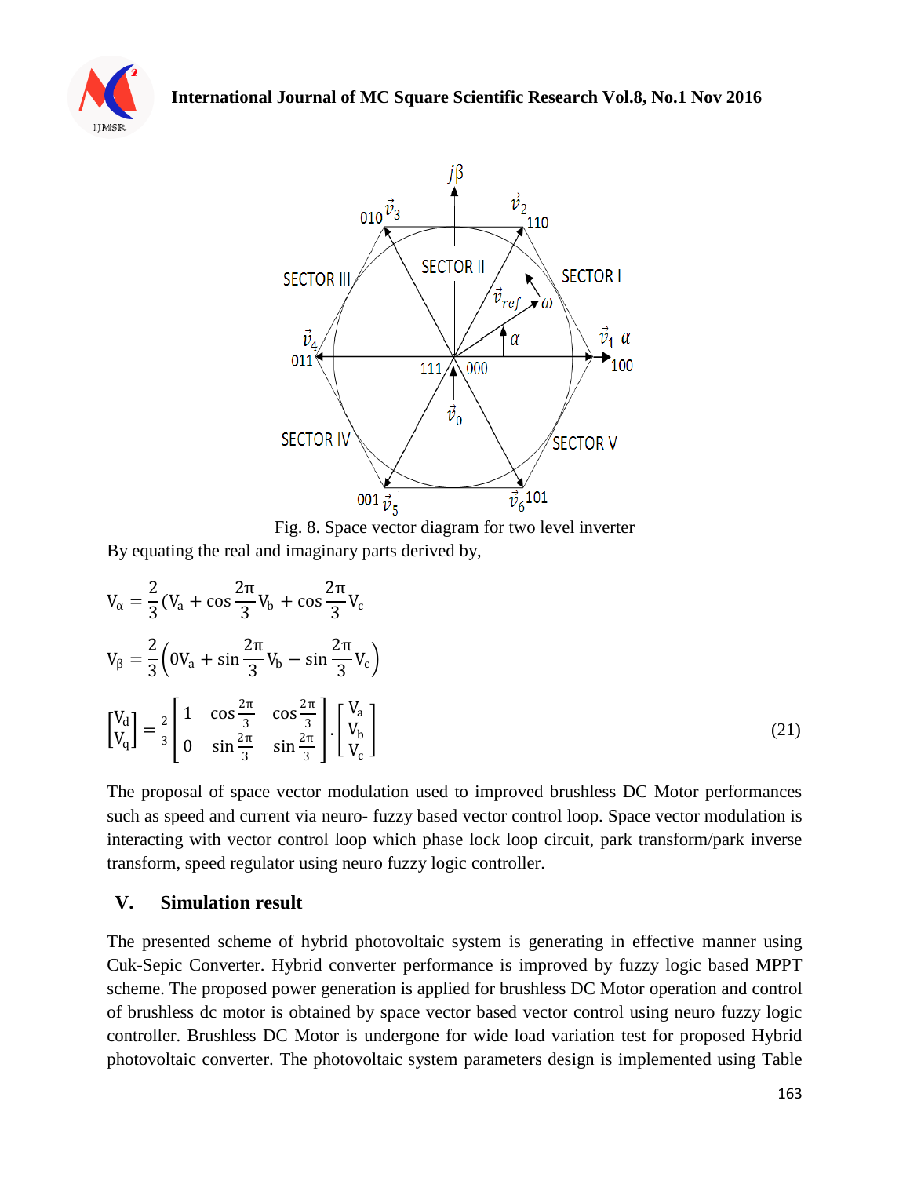Fig. 8. Space vector diagram for two level inverter

By equating the real and imaginary parts derived by,

$$V_\alpha = \frac{2}{3}(V_a + \cos\frac{2\pi}{3}V_b + \cos\frac{2\pi}{3}V_c$$

$$V_\beta = \frac{2}{3}\left(0V_a + \sin\frac{2\pi}{3}V_b - \sin\frac{2\pi}{3}V_c\right)$$

$$\begin{bmatrix} V_d \\ V_q \end{bmatrix} = \frac{2}{3}\begin{bmatrix} 1 & \cos\frac{2\pi}{3} & \cos\frac{2\pi}{3} \\ 0 & \sin\frac{2\pi}{3} & \sin\frac{2\pi}{3} \end{bmatrix} \cdot \begin{bmatrix} V_a \\ V_b \\ V_c \end{bmatrix} \tag{21}$$

The proposal of space vector modulation used to improved brushless DC Motor performances such as speed and current via neuro- fuzzy based vector control loop. Space vector modulation is interacting with vector control loop which phase lock loop circuit, park transform/park inverse transform, speed regulator using neuro fuzzy logic controller.

## V. Simulation result

The presented scheme of hybrid photovoltaic system is generating in effective manner using Cuk-Sepic Converter. Hybrid converter performance is improved by fuzzy logic based MPPT scheme. The proposed power generation is applied for brushless DC Motor operation and control of brushless dc motor is obtained by space vector based vector control using neuro fuzzy logic controller. Brushless DC Motor is undergone for wide load variation test for proposed Hybrid photovoltaic converter. The photovoltaic system parameters design is implemented using Table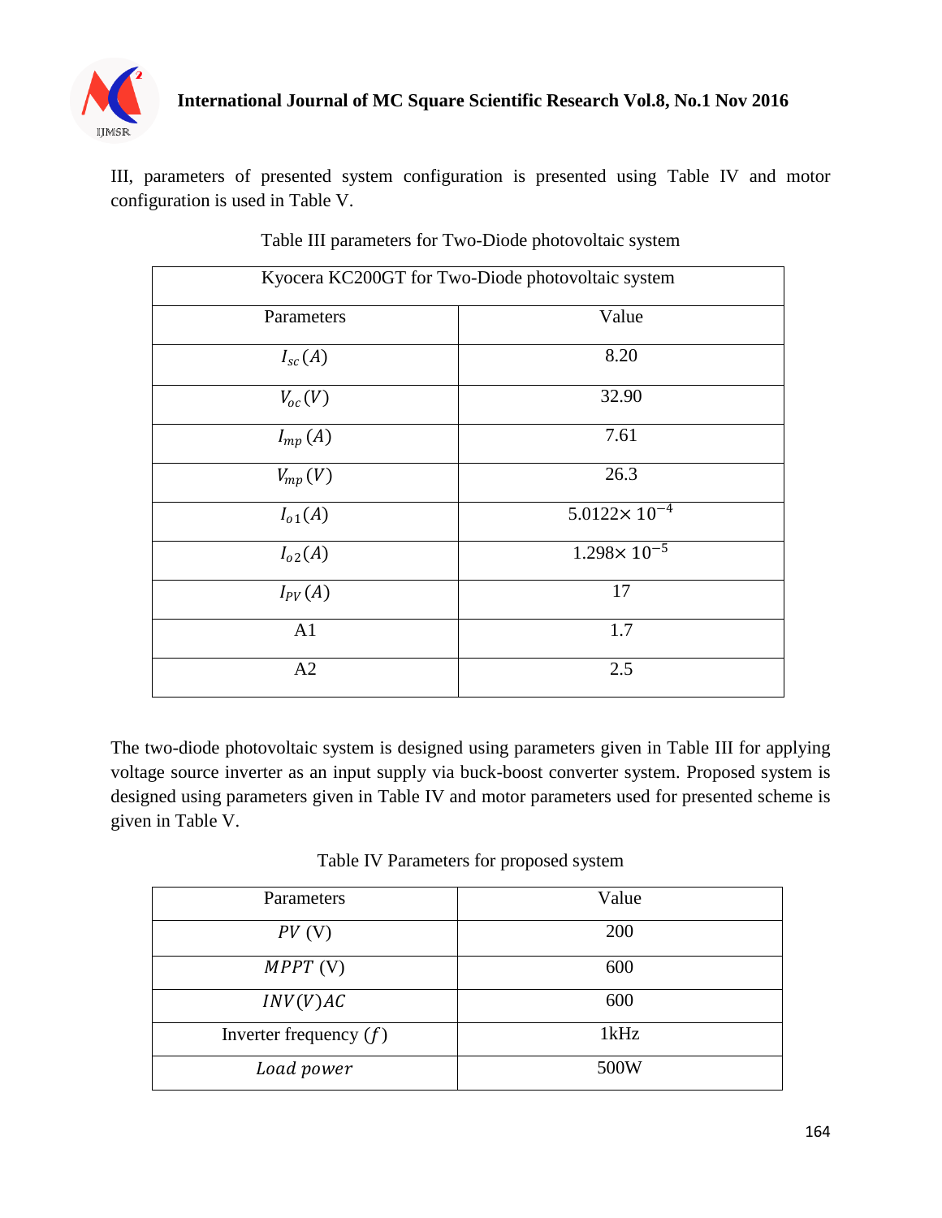III, parameters of presented system configuration is presented using Table IV and motor configuration is used in Table V.

Table III parameters for Two-Diode photovoltaic system

| Kyocera KC200GT for Two-Diode photovoltaic system | |
|---|---|
| Parameters | Value |
| $I_{sc}\,(A)$ | 8.20 |
| $V_{oc}\,(V)$ | 32.90 |
| $I_{mp}\,(A)$ | 7.61 |
| $V_{mp}\,(V)$ | 26.3 |
| $I_{o1}(A)$ | $5.0122\times 10^{-4}$ |
| $I_{o2}(A)$ | $1.298\times 10^{-5}$ |
| $I_{PV}\,(A)$ | 17 |
| A1 | 1.7 |
| A2 | 2.5 |

The two-diode photovoltaic system is designed using parameters given in Table III for applying voltage source inverter as an input supply via buck-boost converter system. Proposed system is designed using parameters given in Table IV and motor parameters used for presented scheme is given in Table V.

Table IV Parameters for proposed system

| Parameters | Value |
|---|---|
| $PV$ (V) | 200 |
| $MPPT$ (V) | 600 |
| $INV(V)AC$ | 600 |
| Inverter frequency $(f)$ | 1kHz |
| $Load\ power$ | 500W |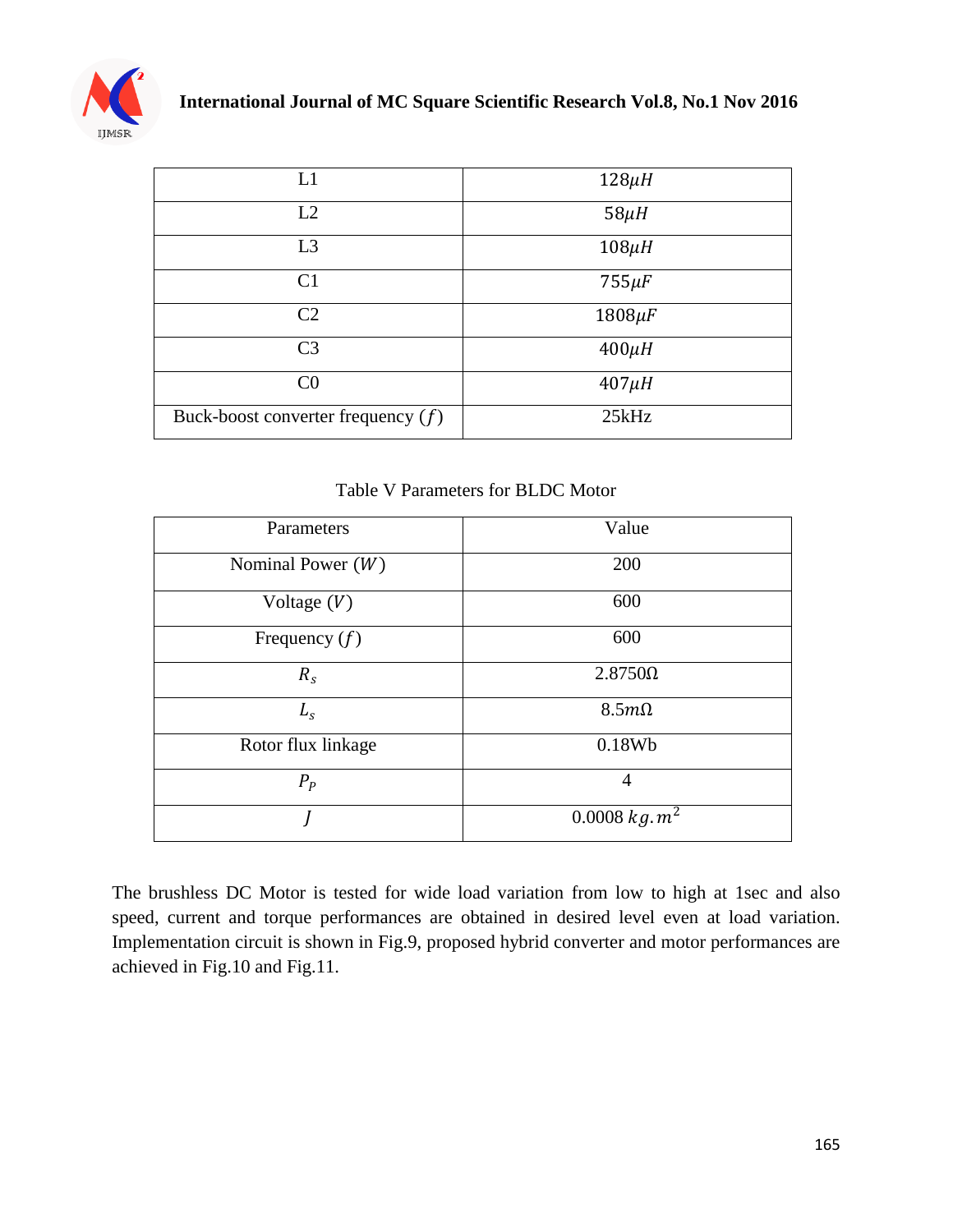| L1 | $128\mu H$ |
|---|---|
| L2 | $58\mu H$ |
| L3 | $108\mu H$ |
| C1 | $755\mu F$ |
| C2 | $1808\mu F$ |
| C3 | $400\mu H$ |
| C0 | $407\mu H$ |
| Buck-boost converter frequency $(f)$ | 25kHz |

Table V Parameters for BLDC Motor

| Parameters | Value |
|---|---|
| Nominal Power $(W)$ | 200 |
| Voltage $(V)$ | 600 |
| Frequency $(f)$ | 600 |
| $R_s$ | $2.8750\Omega$ |
| $L_s$ | $8.5m\Omega$ |
| Rotor flux linkage | 0.18Wb |
| $P_P$ | 4 |
| $J$ | $0.0008\ kg.m^2$ |

The brushless DC Motor is tested for wide load variation from low to high at 1sec and also speed, current and torque performances are obtained in desired level even at load variation. Implementation circuit is shown in Fig.9, proposed hybrid converter and motor performances are achieved in Fig.10 and Fig.11.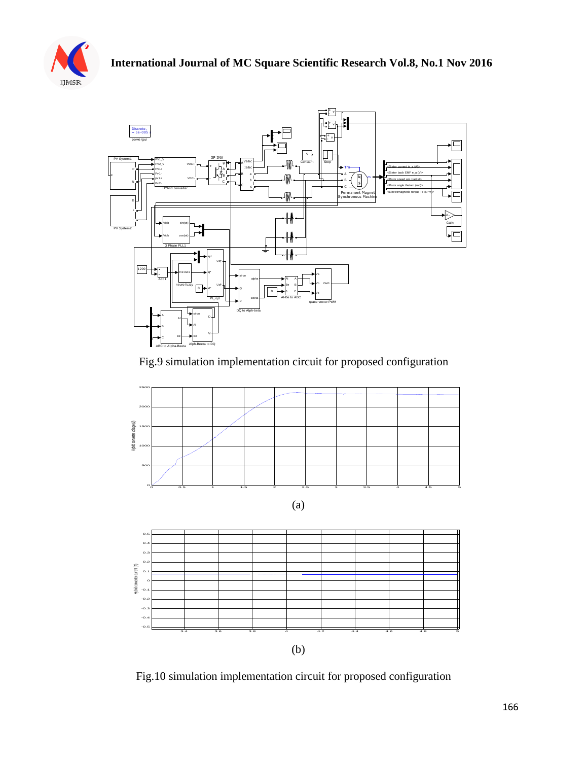Fig.9 simulation implementation circuit for proposed configuration

(a)

(b)

Fig.10 simulation implementation circuit for proposed configuration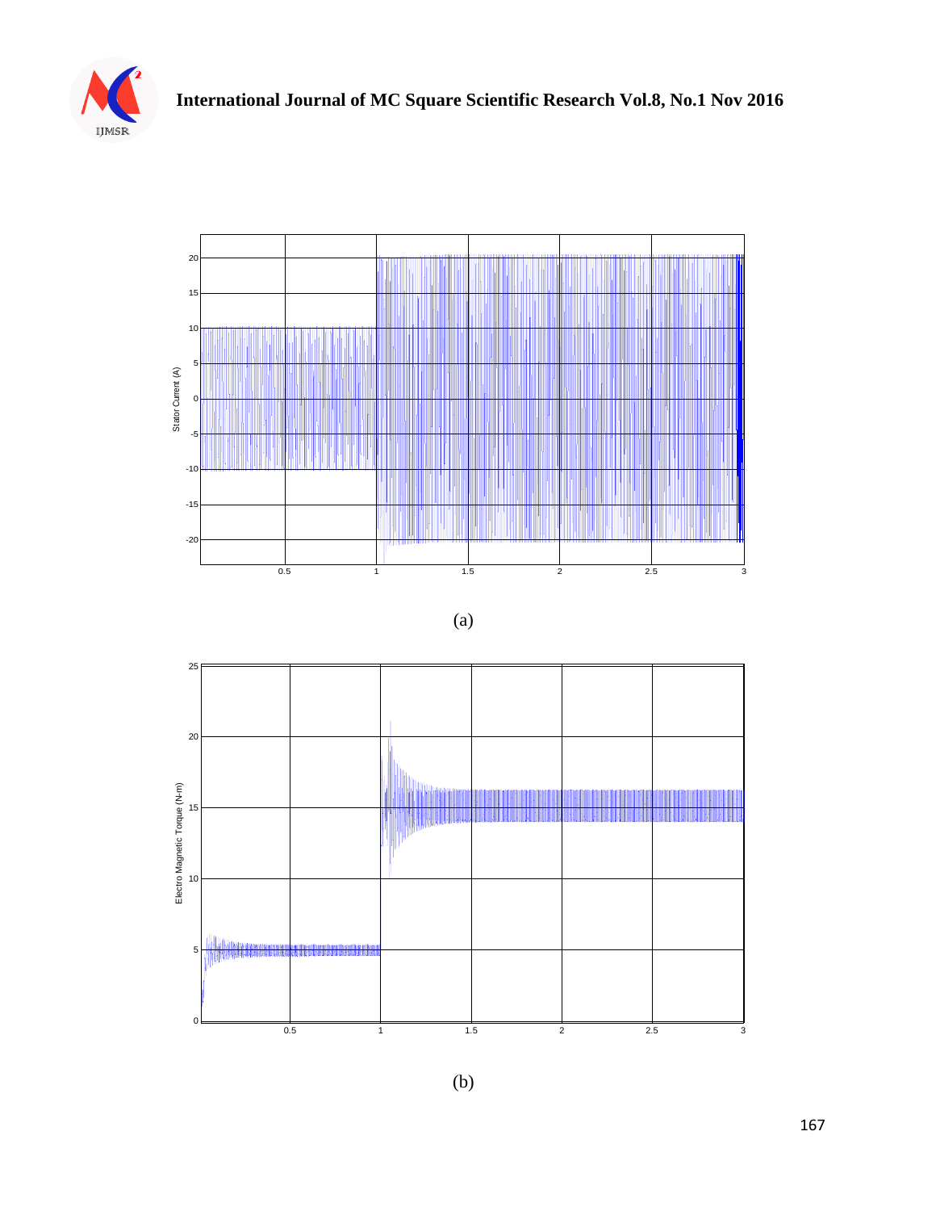(a)

(b)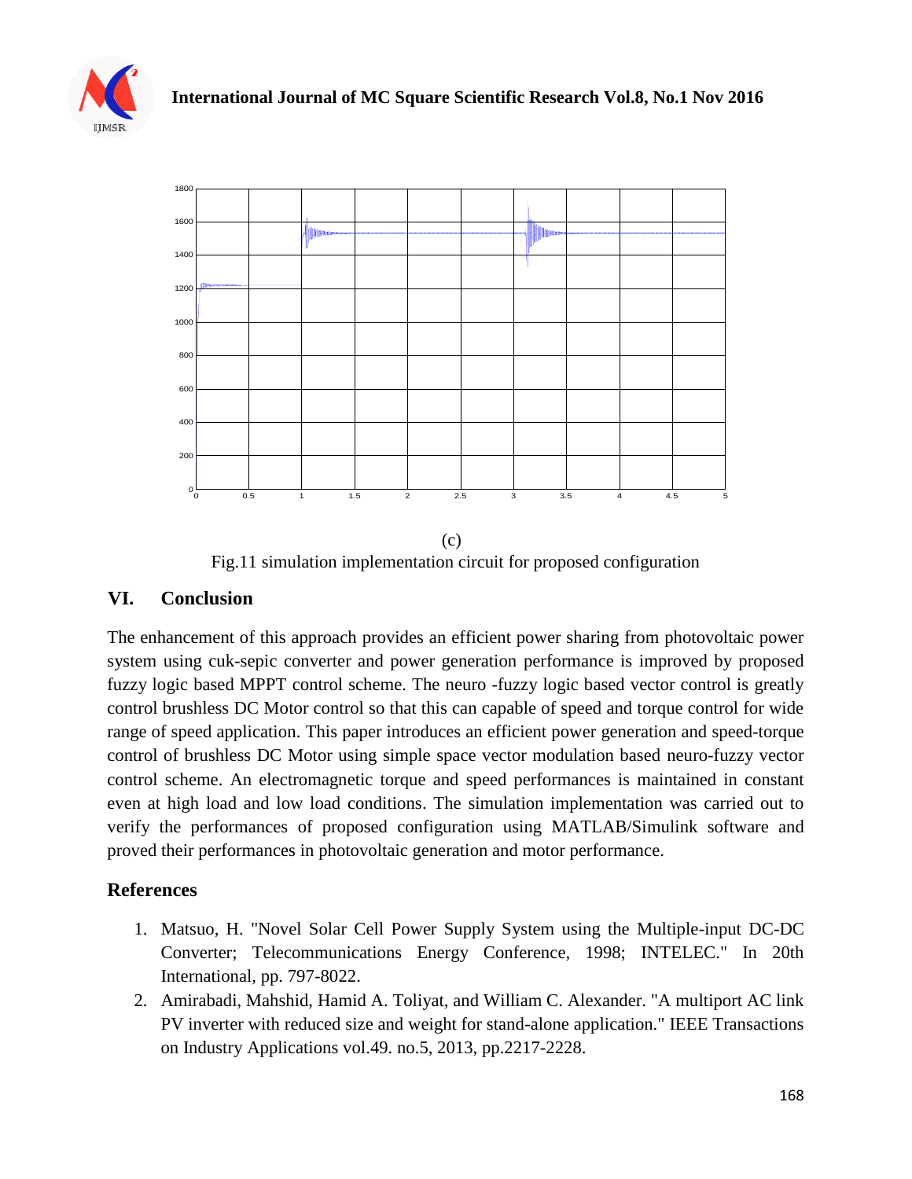(c)

Fig.11 simulation implementation circuit for proposed configuration

## VI. Conclusion

The enhancement of this approach provides an efficient power sharing from photovoltaic power system using cuk-sepic converter and power generation performance is improved by proposed fuzzy logic based MPPT control scheme. The neuro -fuzzy logic based vector control is greatly control brushless DC Motor control so that this can capable of speed and torque control for wide range of speed application. This paper introduces an efficient power generation and speed-torque control of brushless DC Motor using simple space vector modulation based neuro-fuzzy vector control scheme. An electromagnetic torque and speed performances is maintained in constant even at high load and low load conditions. The simulation implementation was carried out to verify the performances of proposed configuration using MATLAB/Simulink software and proved their performances in photovoltaic generation and motor performance.

## References

1. Matsuo, H. "Novel Solar Cell Power Supply System using the Multiple-input DC-DC Converter; Telecommunications Energy Conference, 1998; INTELEC." In 20th International, pp. 797-8022.
2. Amirabadi, Mahshid, Hamid A. Toliyat, and William C. Alexander. "A multiport AC link PV inverter with reduced size and weight for stand-alone application." IEEE Transactions on Industry Applications vol.49. no.5, 2013, pp.2217-2228.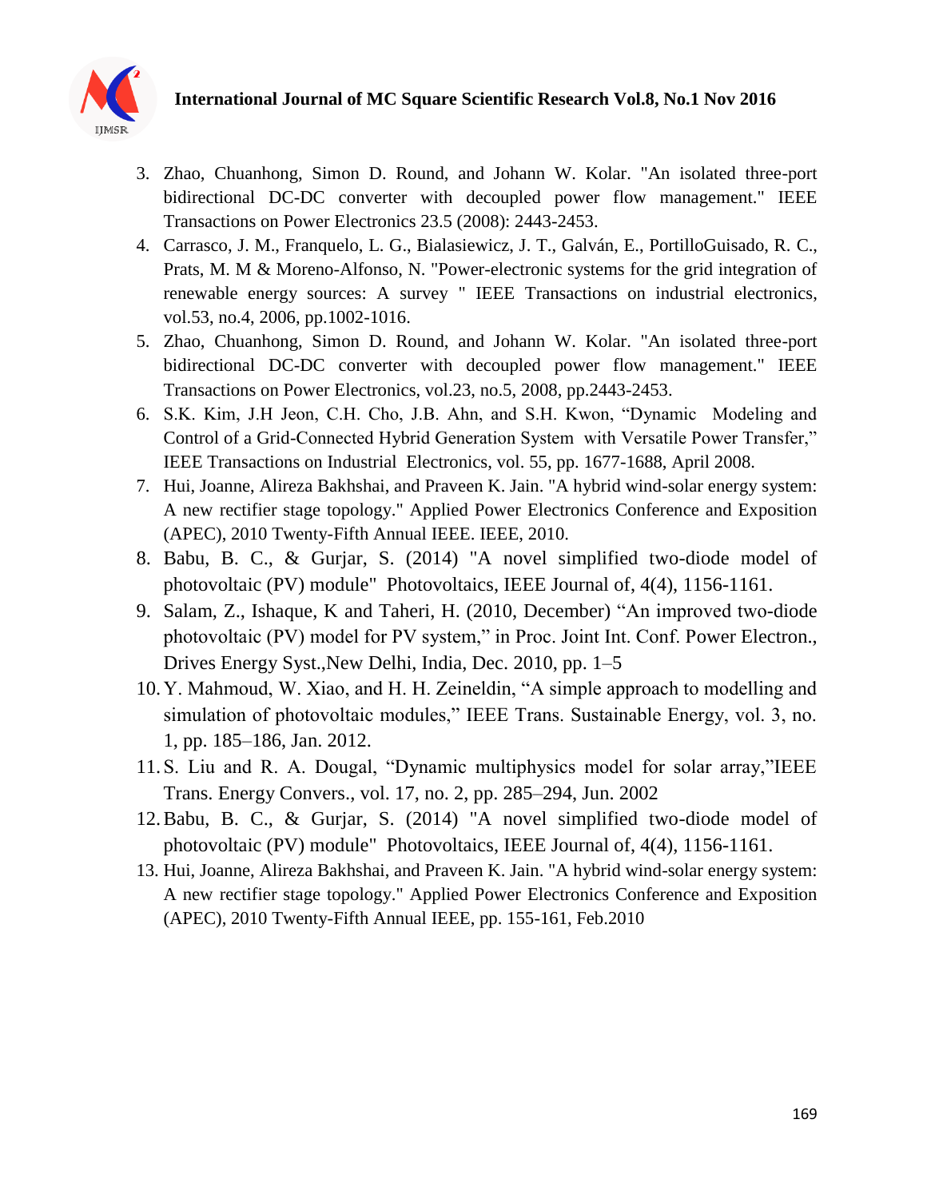3. Zhao, Chuanhong, Simon D. Round, and Johann W. Kolar. "An isolated three-port bidirectional DC-DC converter with decoupled power flow management." IEEE Transactions on Power Electronics 23.5 (2008): 2443-2453.
4. Carrasco, J. M., Franquelo, L. G., Bialasiewicz, J. T., Galván, E., PortilloGuisado, R. C., Prats, M. M & Moreno-Alfonso, N. "Power-electronic systems for the grid integration of renewable energy sources: A survey " IEEE Transactions on industrial electronics, vol.53, no.4, 2006, pp.1002-1016.
5. Zhao, Chuanhong, Simon D. Round, and Johann W. Kolar. "An isolated three-port bidirectional DC-DC converter with decoupled power flow management." IEEE Transactions on Power Electronics, vol.23, no.5, 2008, pp.2443-2453.
6. S.K. Kim, J.H Jeon, C.H. Cho, J.B. Ahn, and S.H. Kwon, "Dynamic Modeling and Control of a Grid-Connected Hybrid Generation System with Versatile Power Transfer," IEEE Transactions on Industrial Electronics, vol. 55, pp. 1677-1688, April 2008.
7. Hui, Joanne, Alireza Bakhshai, and Praveen K. Jain. "A hybrid wind-solar energy system: A new rectifier stage topology." Applied Power Electronics Conference and Exposition (APEC), 2010 Twenty-Fifth Annual IEEE. IEEE, 2010.
8. Babu, B. C., & Gurjar, S. (2014) "A novel simplified two-diode model of photovoltaic (PV) module" Photovoltaics, IEEE Journal of, 4(4), 1156-1161.
9. Salam, Z., Ishaque, K and Taheri, H. (2010, December) "An improved two-diode photovoltaic (PV) model for PV system," in Proc. Joint Int. Conf. Power Electron., Drives Energy Syst.,New Delhi, India, Dec. 2010, pp. 1–5
10. Y. Mahmoud, W. Xiao, and H. H. Zeineldin, "A simple approach to modelling and simulation of photovoltaic modules," IEEE Trans. Sustainable Energy, vol. 3, no. 1, pp. 185–186, Jan. 2012.
11. S. Liu and R. A. Dougal, "Dynamic multiphysics model for solar array,"IEEE Trans. Energy Convers., vol. 17, no. 2, pp. 285–294, Jun. 2002
12. Babu, B. C., & Gurjar, S. (2014) "A novel simplified two-diode model of photovoltaic (PV) module" Photovoltaics, IEEE Journal of, 4(4), 1156-1161.
13. Hui, Joanne, Alireza Bakhshai, and Praveen K. Jain. "A hybrid wind-solar energy system: A new rectifier stage topology." Applied Power Electronics Conference and Exposition (APEC), 2010 Twenty-Fifth Annual IEEE, pp. 155-161, Feb.2010